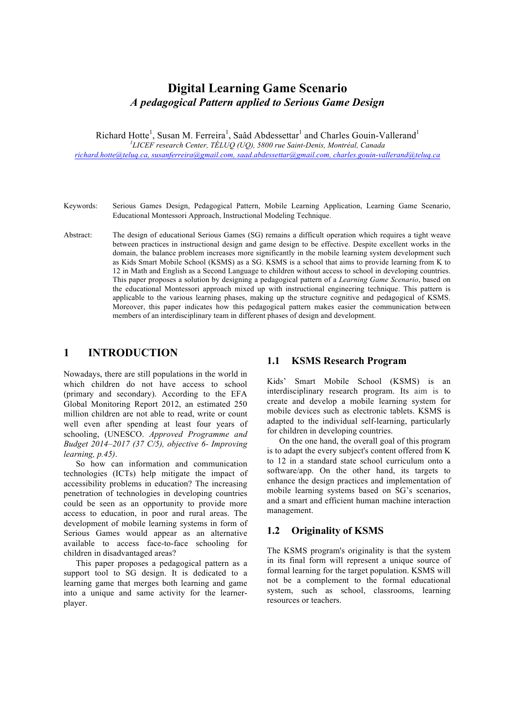# Digital Learning Game Scenario

## *A pedagogical Pattern applied to Serious Game Design*

Richard Hotte[1], Susan M. Ferreira[1], Saâd Abdessettar[1] and Charles Gouin-Vallerand[1]

[1]*LICEF research Center, TÉLUQ (UQ), 5800 rue Saint-Denis, Montréal, Canada*

richard.hotte@teluq.ca, susanferreira@gmail.com, saad.abdessettar@gmail.com, charles.gouin-vallerand@teluq.ca

Keywords: Serious Games Design, Pedagogical Pattern, Mobile Learning Application, Learning Game Scenario, Educational Montessori Approach, Instructional Modeling Technique.

Abstract: The design of educational Serious Games (SG) remains a difficult operation which requires a tight weave between practices in instructional design and game design to be effective. Despite excellent works in the domain, the balance problem increases more significantly in the mobile learning system development such as Kids Smart Mobile School (KSMS) as a SG. KSMS is a school that aims to provide learning from K to 12 in Math and English as a Second Language to children without access to school in developing countries. This paper proposes a solution by designing a pedagogical pattern of a *Learning Game Scenario*, based on the educational Montessori approach mixed up with instructional engineering technique. This pattern is applicable to the various learning phases, making up the structure cognitive and pedagogical of KSMS. Moreover, this paper indicates how this pedagogical pattern makes easier the communication between members of an interdisciplinary team in different phases of design and development.

## 1 INTRODUCTION

Nowadays, there are still populations in the world in which children do not have access to school (primary and secondary). According to the EFA Global Monitoring Report 2012, an estimated 250 million children are not able to read, write or count well even after spending at least four years of schooling, (UNESCO. *Approved Programme and Budget 2014–2017 (37 C/5), objective 6- Improving learning, p.45)*.

So how can information and communication technologies (ICTs) help mitigate the impact of accessibility problems in education? The increasing penetration of technologies in developing countries could be seen as an opportunity to provide more access to education, in poor and rural areas. The development of mobile learning systems in form of Serious Games would appear as an alternative available to access face-to-face schooling for children in disadvantaged areas?

This paper proposes a pedagogical pattern as a support tool to SG design. It is dedicated to a learning game that merges both learning and game into a unique and same activity for the learner-player.

### 1.1 KSMS Research Program

Kids' Smart Mobile School (KSMS) is an interdisciplinary research program. Its aim is to create and develop a mobile learning system for mobile devices such as electronic tablets. KSMS is adapted to the individual self-learning, particularly for children in developing countries.

On the one hand, the overall goal of this program is to adapt the every subject's content offered from K to 12 in a standard state school curriculum onto a software/app. On the other hand, its targets to enhance the design practices and implementation of mobile learning systems based on SG's scenarios, and a smart and efficient human machine interaction management.

### 1.2 Originality of KSMS

The KSMS program's originality is that the system in its final form will represent a unique source of formal learning for the target population. KSMS will not be a complement to the formal educational system, such as school, classrooms, learning resources or teachers.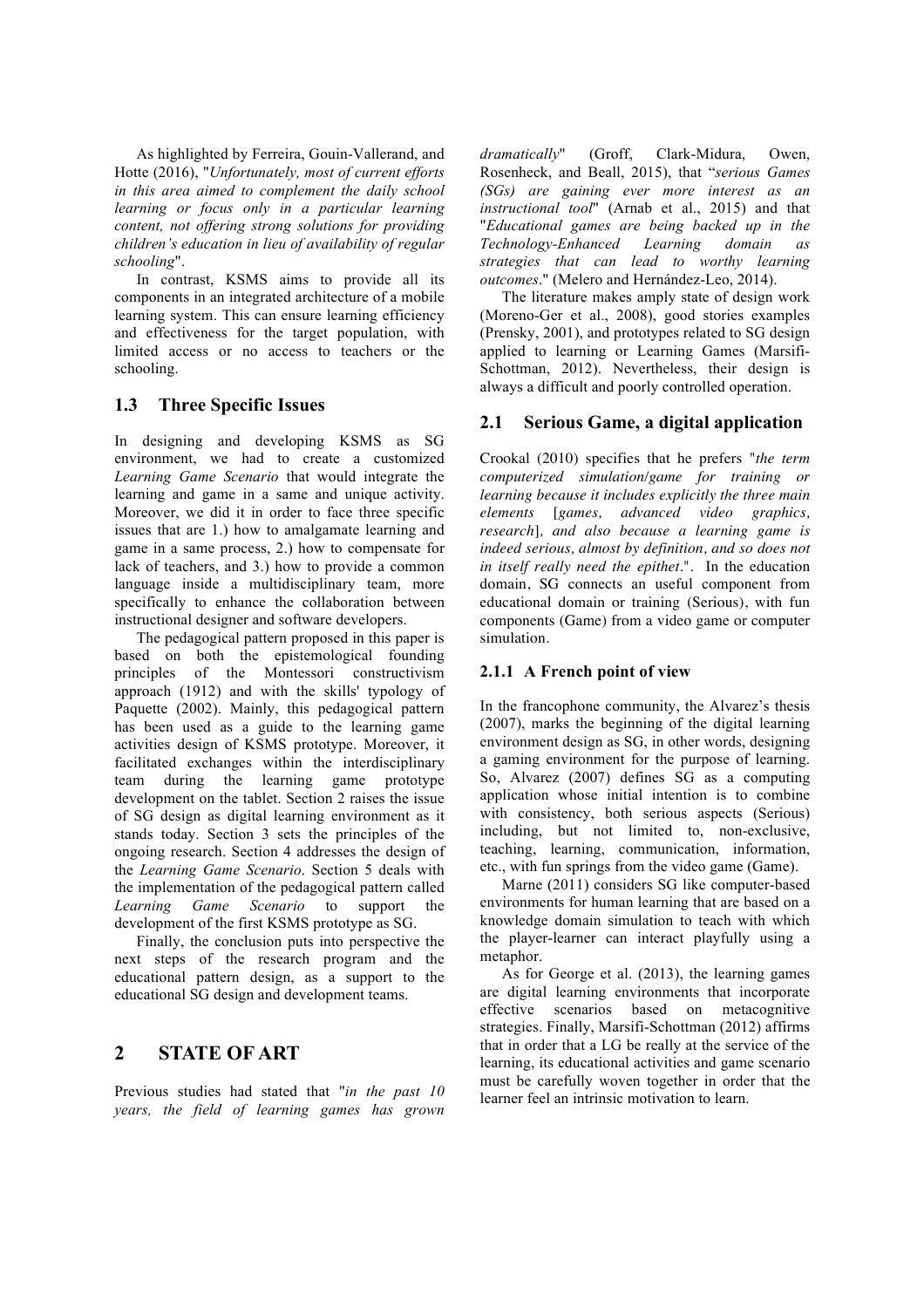As highlighted by Ferreira, Gouin-Vallerand, and Hotte (2016), "*Unfortunately, most of current efforts in this area aimed to complement the daily school learning or focus only in a particular learning content, not offering strong solutions for providing children's education in lieu of availability of regular schooling*".

In contrast, KSMS aims to provide all its components in an integrated architecture of a mobile learning system. This can ensure learning efficiency and effectiveness for the target population, with limited access or no access to teachers or the schooling.

### 1.3 Three Specific Issues

In designing and developing KSMS as SG environment, we had to create a customized *Learning Game Scenario* that would integrate the learning and game in a same and unique activity. Moreover, we did it in order to face three specific issues that are 1.) how to amalgamate learning and game in a same process, 2.) how to compensate for lack of teachers, and 3.) how to provide a common language inside a multidisciplinary team, more specifically to enhance the collaboration between instructional designer and software developers.

The pedagogical pattern proposed in this paper is based on both the epistemological founding principles of the Montessori constructivism approach (1912) and with the skills' typology of Paquette (2002). Mainly, this pedagogical pattern has been used as a guide to the learning game activities design of KSMS prototype. Moreover, it facilitated exchanges within the interdisciplinary team during the learning game prototype development on the tablet. Section 2 raises the issue of SG design as digital learning environment as it stands today. Section 3 sets the principles of the ongoing research. Section 4 addresses the design of the *Learning Game Scenario*. Section 5 deals with the implementation of the pedagogical pattern called *Learning Game Scenario* to support the development of the first KSMS prototype as SG.

Finally, the conclusion puts into perspective the next steps of the research program and the educational pattern design, as a support to the educational SG design and development teams.

## 2 STATE OF ART

Previous studies had stated that "*in the past 10 years, the field of learning games has grown dramatically*" (Groff, Clark-Midura, Owen, Rosenheck, and Beall, 2015), that "*serious Games (SGs) are gaining ever more interest as an instructional tool*" (Arnab et al., 2015) and that "*Educational games are being backed up in the Technology-Enhanced Learning domain as strategies that can lead to worthy learning outcomes*." (Melero and Hernández-Leo, 2014).

The literature makes amply state of design work (Moreno-Ger et al., 2008), good stories examples (Prensky, 2001), and prototypes related to SG design applied to learning or Learning Games (Marsifi-Schottman, 2012). Nevertheless, their design is always a difficult and poorly controlled operation.

### 2.1 Serious Game, a digital application

Crookal (2010) specifies that he prefers "*the term computerized simulation/game for training or learning because it includes explicitly the three main elements* [*games, advanced video graphics, research*]*, and also because a learning game is indeed serious, almost by definition, and so does not in itself really need the epithet*.". In the education domain, SG connects an useful component from educational domain or training (Serious), with fun components (Game) from a video game or computer simulation.

#### 2.1.1 A French point of view

In the francophone community, the Alvarez's thesis (2007), marks the beginning of the digital learning environment as SG, in other words, designing a gaming environment for the purpose of learning. So, Alvarez (2007) defines SG as a computing application whose initial intention is to combine with consistency, both serious aspects (Serious) including, but not limited to, non-exclusive, teaching, learning, communication, information, etc., with fun springs from the video game (Game).

Marne (2011) considers SG like computer-based environments for human learning that are based on a knowledge domain simulation to teach with which the player-learner can interact playfully using a metaphor.

As for George et al. (2013), the learning games are digital learning environments that incorporate effective scenarios based on metacognitive strategies. Finally, Marsifi-Schottman (2012) affirms that in order that a LG be really at the service of the learning, its educational activities and game scenario must be carefully woven together in order that the learner feel an intrinsic motivation to learn.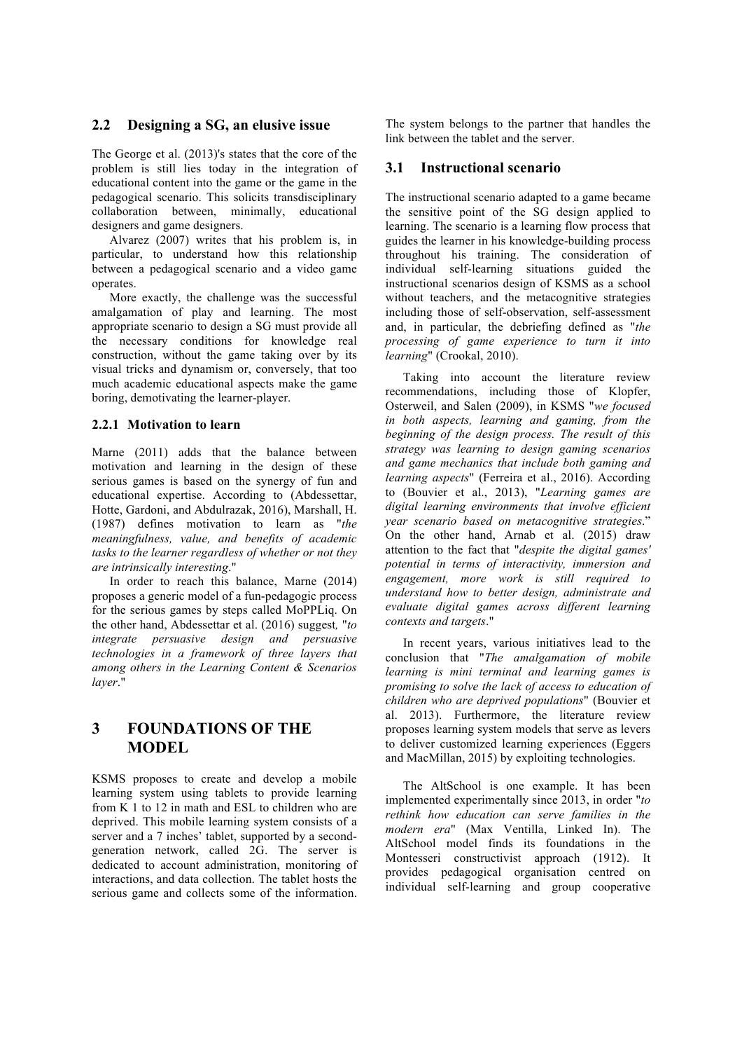### 2.2 Designing a SG, an elusive issue

The George et al. (2013)'s states that the core of the problem is still lies today in the integration of educational content into the game or the game in the pedagogical scenario. This solicits transdisciplinary collaboration between, minimally, educational designers and game designers.

Alvarez (2007) writes that his problem is, in particular, to understand how this relationship between a pedagogical scenario and a video game operates.

More exactly, the challenge was the successful amalgamation of play and learning. The most appropriate scenario to design a SG must provide all the necessary conditions for knowledge real construction, without the game taking over by its visual tricks and dynamism or, conversely, that too much academic educational aspects make the game boring, demotivating the learner-player.

#### 2.2.1 Motivation to learn

Marne (2011) adds that the balance between motivation and learning in the design of these serious games is based on the synergy of fun and educational expertise. According to (Abdessettar, Hotte, Gardoni, and Abdulrazak, 2016), Marshall, H. (1987) defines motivation to learn as "*the meaningfulness, value, and benefits of academic tasks to the learner regardless of whether or not they are intrinsically interesting*."

In order to reach this balance, Marne (2014) proposes a generic model of a fun-pedagogic process for the serious games by steps called MoPPLiq. On the other hand, Abdessettar et al. (2016) suggest, "*to integrate persuasive design and persuasive technologies in a framework of three layers that among others in the Learning Content & Scenarios layer*."

## 3 FOUNDATIONS OF THE MODEL

KSMS proposes to create and develop a mobile learning system using tablets to provide learning from K 1 to 12 in math and ESL to children who are deprived. This mobile learning system consists of a server and a 7 inches' tablet, supported by a second-generation network, called 2G. The server is dedicated to account administration, monitoring of interactions, and data collection. The tablet hosts the serious game and collects some of the information. The system belongs to the partner that handles the link between the tablet and the server.

### 3.1 Instructional scenario

The instructional scenario adapted to a game became the sensitive point of the SG design applied to learning. The scenario is a learning flow process that guides the learner in his knowledge-building process throughout his training. The consideration of individual self-learning situations guided the instructional scenarios design of KSMS as a school without teachers, and the metacognitive strategies including those of self-observation, self-assessment and, in particular, the debriefing defined as "*the processing of game experience to turn it into learning*" (Crookal, 2010).

Taking into account the literature review recommendations, including those of Klopfer, Osterweil, and Salen (2009), in KSMS "*we focused in both aspects, learning and gaming, from the beginning of the design process. The result of this strategy was learning to design gaming scenarios and game mechanics that include both gaming and learning aspects*" (Ferreira et al., 2016). According to (Bouvier et al., 2013), "*Learning games are digital learning environments that involve efficient year scenario based on metacognitive strategies*." On the other hand, Arnab et al. (2015) draw attention to the fact that "*despite the digital games' potential in terms of interactivity, immersion and engagement, more work is still required to understand how to better design, administrate and evaluate digital games across different learning contexts and targets*."

In recent years, various initiatives lead to the conclusion that "*The amalgamation of mobile learning is mini terminal and learning games is promising to solve the lack of access to education of children who are deprived populations*" (Bouvier et al. 2013). Furthermore, the literature review proposes learning system models that serve as levers to deliver customized learning experiences (Eggers and MacMillan, 2015) by exploiting technologies.

The AltSchool is one example. It has been implemented experimentally since 2013, in order "*to rethink how education can serve families in the modern era*" (Max Ventilla, Linked In). The AltSchool model finds its foundations in the Montesseri constructivist approach (1912). It provides pedagogical organisation centred on individual self-learning and group cooperative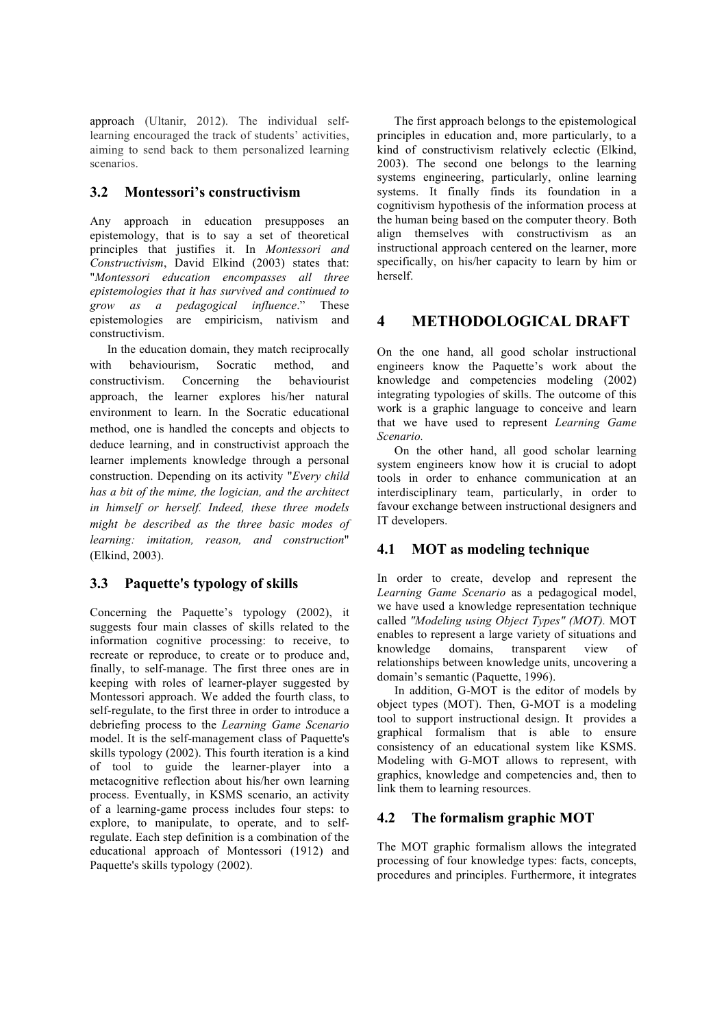approach (Ultanir, 2012). The individual self-learning encouraged the track of students' activities, aiming to send back to them personalized learning scenarios.

## 3.2 Montessori's constructivism

Any approach in education presupposes an epistemology, that is to say a set of theoretical principles that justifies it. In *Montessori and Constructivism*, David Elkind (2003) states that: "*Montessori education encompasses all three epistemologies that it has survived and continued to grow as a pedagogical influence*." These epistemologies are empiricism, nativism and constructivism.

In the education domain, they match reciprocally with behaviourism, Socratic method, and constructivism. Concerning the behaviourist approach, the learner explores his/her natural environment to learn. In the Socratic educational method, one is handled the concepts and objects to deduce learning, and in constructivist approach the learner implements knowledge through a personal construction. Depending on its activity "*Every child has a bit of the mime, the logician, and the architect in himself or herself. Indeed, these three models might be described as the three basic modes of learning: imitation, reason, and construction*" (Elkind, 2003).

## 3.3 Paquette's typology of skills

Concerning the Paquette's typology (2002), it suggests four main classes of skills related to the information cognitive processing: to receive, to recreate or reproduce, to create or to produce and, finally, to self-manage. The first three ones are in keeping with roles of learner-player suggested by Montessori approach. We added the fourth class, to self-regulate, to the first three in order to introduce a debriefing process to the *Learning Game Scenario* model. It is the self-management class of Paquette's skills typology (2002). This fourth iteration is a kind of tool to guide the learner-player into a metacognitive reflection about his/her own learning process. Eventually, in KSMS scenario, an activity of a learning-game process includes four steps: to explore, to manipulate, to operate, and to self-regulate. Each step definition is a combination of the educational approach of Montessori (1912) and Paquette's skills typology (2002).

The first approach belongs to the epistemological principles in education and, more particularly, to a kind of constructivism relatively eclectic (Elkind, 2003). The second one belongs to the learning systems engineering, particularly, online learning systems. It finally finds its foundation in a cognitivism hypothesis of the information process at the human being based on the computer theory. Both align themselves with constructivism as an instructional approach centered on the learner, more specifically, on his/her capacity to learn by him or herself.

# 4 METHODOLOGICAL DRAFT

On the one hand, all good scholar instructional engineers know the Paquette's work about the knowledge and competencies modeling (2002) integrating typologies of skills. The outcome of this work is a graphic language to conceive and learn that we have used to represent *Learning Game Scenario*.

On the other hand, all good scholar learning system engineers know how it is crucial to adopt tools in order to enhance communication at an interdisciplinary team, particularly, in order to favour exchange between instructional designers and IT developers.

## 4.1 MOT as modeling technique

In order to create, develop and represent the *Learning Game Scenario* as a pedagogical model, we have used a knowledge representation technique called *"Modeling using Object Types" (MOT).* MOT enables to represent a large variety of situations and knowledge domains, transparent view of relationships between knowledge units, uncovering a domain's semantic (Paquette, 1996).

In addition, G-MOT is the editor of models by object types (MOT). Then, G-MOT is a modeling tool to support instructional design. It provides a graphical formalism that is able to ensure consistency of an educational system like KSMS. Modeling with G-MOT allows to represent, with graphics, knowledge and competencies and, then to link them to learning resources.

## 4.2 The formalism graphic MOT

The MOT graphic formalism allows the integrated processing of four knowledge types: facts, concepts, procedures and principles. Furthermore, it integrates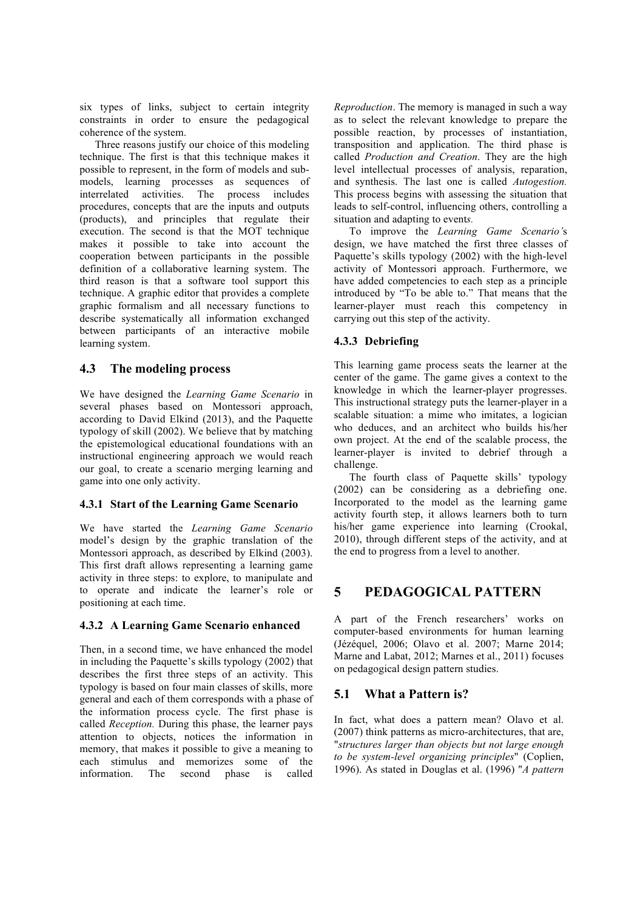six types of links, subject to certain integrity constraints in order to ensure the pedagogical coherence of the system.

Three reasons justify our choice of this modeling technique. The first is that this technique makes it possible to represent, in the form of models and sub-models, learning processes as sequences of interrelated activities. The process includes procedures, concepts that are the inputs and outputs (products), and principles that regulate their execution. The second is that the MOT technique makes it possible to take into account the cooperation between participants in the possible definition of a collaborative learning system. The third reason is that a software tool support this technique. A graphic editor that provides a complete graphic formalism and all necessary functions to describe systematically all information exchanged between participants of an interactive mobile learning system.

## 4.3 The modeling process

We have designed the *Learning Game Scenario* in several phases based on Montessori approach, according to David Elkind (2013), and the Paquette typology of skill (2002). We believe that by matching the epistemological educational foundations with an instructional engineering approach we would reach our goal, to create a scenario merging learning and game into one only activity.

### 4.3.1 Start of the Learning Game Scenario

We have started the *Learning Game Scenario* model's design by the graphic translation of the Montessori approach, as described by Elkind (2003). This first draft allows representing a learning game activity in three steps: to explore, to manipulate and to operate and indicate the learner's role or positioning at each time.

### 4.3.2 A Learning Game Scenario enhanced

Then, in a second time, we have enhanced the model in including the Paquette's skills typology (2002) that describes the first three steps of an activity. This typology is based on four main classes of skills, more general and each of them corresponds with a phase of the information process cycle. The first phase is called *Reception.* During this phase, the learner pays attention to objects, notices the information in memory, that makes it possible to give a meaning to each stimulus and memorizes some of the information. The second phase is called *Reproduction*. The memory is managed in such a way as to select the relevant knowledge to prepare the possible reaction, by processes of instantiation, transposition and application. The third phase is called *Production and Creation*. They are the high level intellectual processes of analysis, reparation, and synthesis. The last one is called *Autogestion.* This process begins with assessing the situation that leads to self-control, influencing others, controlling a situation and adapting to events*.*

To improve the *Learning Game Scenario'*s design, we have matched the first three classes of Paquette's skills typology (2002) with the high-level activity of Montessori approach. Furthermore, we have added competencies to each step as a principle introduced by "To be able to." That means that the learner-player must reach this competency in carrying out this step of the activity.

### 4.3.3 Debriefing

This learning game process seats the learner at the center of the game. The game gives a context to the knowledge in which the learner-player progresses. This instructional strategy puts the learner-player in a scalable situation: a mime who imitates, a logician who deduces, and an architect who builds his/her own project. At the end of the scalable process, the learner-player is invited to debrief through a challenge.

The fourth class of Paquette skills' typology (2002) can be considering as a debriefing one. Incorporated to the model as the learning game activity fourth step, it allows learners both to turn his/her game experience into learning (Crookal, 2010), through different steps of the activity, and at the end to progress from a level to another.

# 5 PEDAGOGICAL PATTERN

A part of the French researchers' works on computer-based environments for human learning (Jézéquel, 2006; Olavo et al. 2007; Marne 2014; Marne and Labat, 2012; Marnes et al., 2011) focuses on pedagogical design pattern studies.

## 5.1 What a Pattern is?

In fact, what does a pattern mean? Olavo et al. (2007) think patterns as micro-architectures, that are, "*structures larger than objects but not large enough to be system-level organizing principles*" (Coplien, 1996). As stated in Douglas et al. (1996) "*A pattern*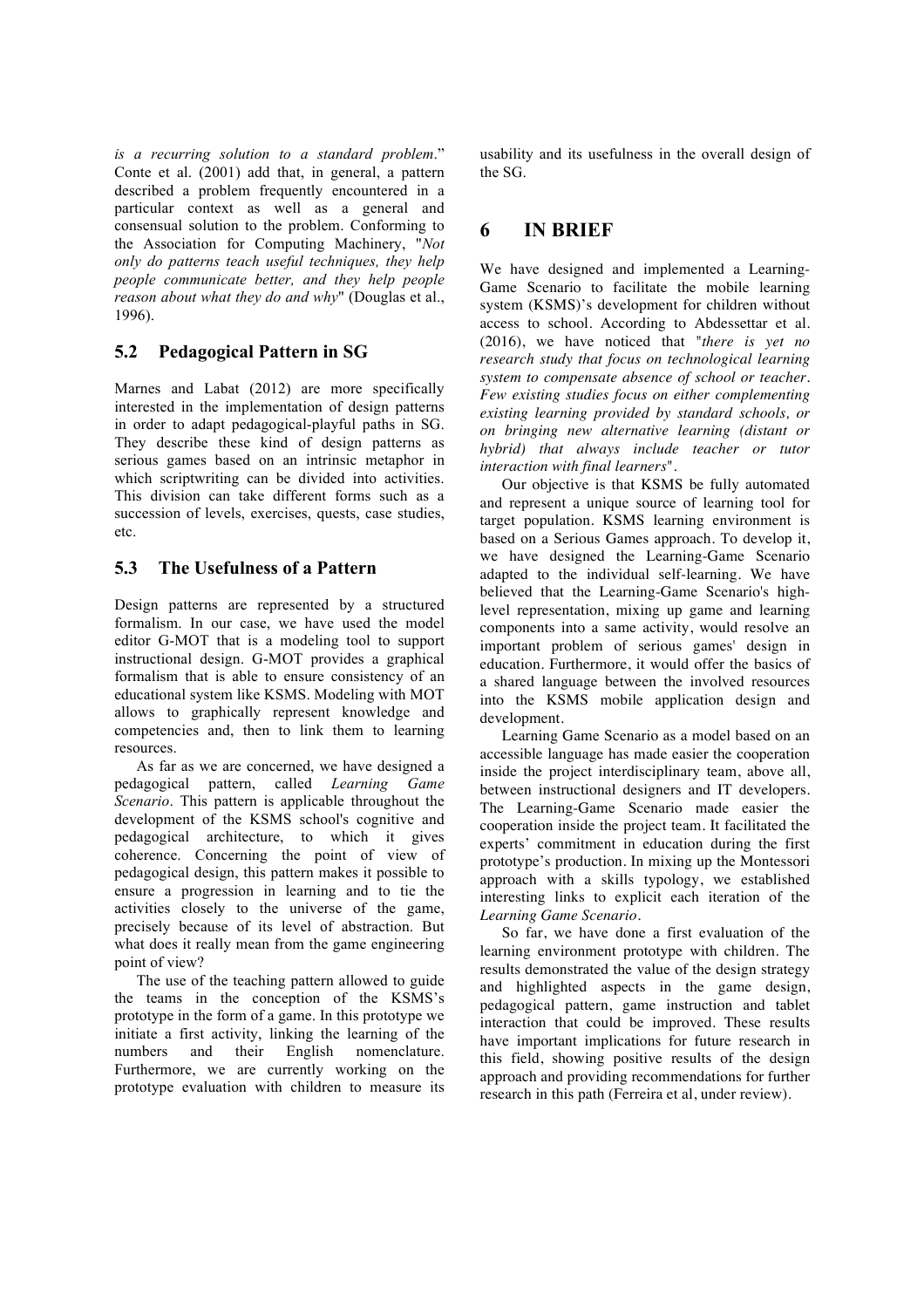*is a recurring solution to a standard problem*." Conte et al. (2001) add that, in general, a pattern described a problem frequently encountered in a particular context as well as a general and consensual solution to the problem. Conforming to the Association for Computing Machinery, "*Not only do patterns teach useful techniques, they help people communicate better, and they help people reason about what they do and why*" (Douglas et al., 1996).

### 5.2 Pedagogical Pattern in SG

Marnes and Labat (2012) are more specifically interested in the implementation of design patterns in order to adapt pedagogical-playful paths in SG. They describe these kind of design patterns as serious games based on an intrinsic metaphor in which scriptwriting can be divided into activities. This division can take different forms such as a succession of levels, exercises, quests, case studies, etc.

### 5.3 The Usefulness of a Pattern

Design patterns are represented by a structured formalism. In our case, we have used the model editor G-MOT that is a modeling tool to support instructional design. G-MOT provides a graphical formalism that is able to ensure consistency of an educational system like KSMS. Modeling with MOT allows to graphically represent knowledge and competencies and, then to link them to learning resources.

As far as we are concerned, we have designed a pedagogical pattern, called *Learning Game Scenario*. This pattern is applicable throughout the development of the KSMS school's cognitive and pedagogical architecture, to which it gives coherence. Concerning the point of view of pedagogical design, this pattern makes it possible to ensure a progression in learning and to tie the activities closely to the universe of the game, precisely because of its level of abstraction. But what does it really mean from the game engineering point of view?

The use of the teaching pattern allowed to guide the teams in the conception of the KSMS's prototype in the form of a game. In this prototype we initiate a first activity, linking the learning of the numbers and their English nomenclature. Furthermore, we are currently working on the prototype evaluation with children to measure its usability and its usefulness in the overall design of the SG.

## 6 IN BRIEF

We have designed and implemented a Learning-Game Scenario to facilitate the mobile learning system (KSMS)'s development for children without access to school. According to Abdessettar et al. (2016), we have noticed that "*there is yet no research study that focus on technological learning system to compensate absence of school or teacher. Few existing studies focus on either complementing existing learning provided by standard schools, or on bringing new alternative learning (distant or hybrid) that always include teacher or tutor interaction with final learners*".

Our objective is that KSMS be fully automated and represent a unique source of learning tool for target population. KSMS learning environment is based on a Serious Games approach. To develop it, we have designed the Learning-Game Scenario adapted to the individual self-learning. We have believed that the Learning-Game Scenario's high-level representation, mixing up game and learning components into a same activity, would resolve an important problem of serious games' design in education. Furthermore, it would offer the basics of a shared language between the involved resources into the KSMS mobile application design and development.

Learning Game Scenario as a model based on an accessible language has made easier the cooperation inside the project interdisciplinary team, above all, between instructional designers and IT developers. The Learning-Game Scenario made easier the cooperation inside the project team. It facilitated the experts' commitment in education during the first prototype's production. In mixing up the Montessori approach with a skills typology, we established interesting links to explicit each iteration of the *Learning Game Scenario*.

So far, we have done a first evaluation of the learning environment prototype with children. The results demonstrated the value of the design strategy and highlighted aspects in the game design, pedagogical pattern, game instruction and tablet interaction that could be improved. These results have important implications for future research in this field, showing positive results of the design approach and providing recommendations for further research in this path (Ferreira et al, under review).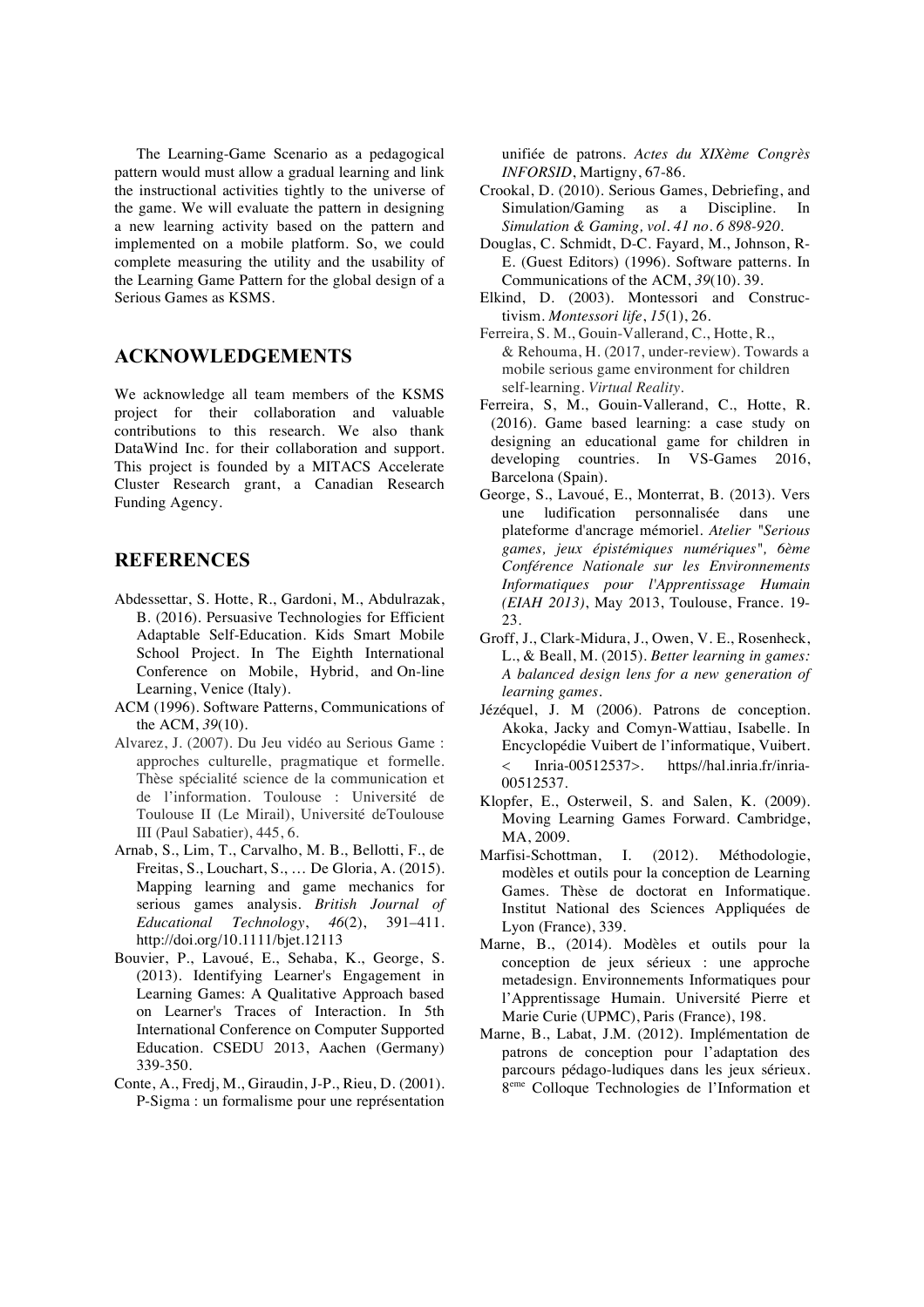The Learning-Game Scenario as a pedagogical pattern would must allow a gradual learning and link the instructional activities tightly to the universe of the game. We will evaluate the pattern in designing a new learning activity based on the pattern and implemented on a mobile platform. So, we could complete measuring the utility and the usability of the Learning Game Pattern for the global design of a Serious Games as KSMS.

## ACKNOWLEDGEMENTS

We acknowledge all team members of the KSMS project for their collaboration and valuable contributions to this research. We also thank DataWind Inc. for their collaboration and support. This project is founded by a MITACS Accelerate Cluster Research grant, a Canadian Research Funding Agency.

## REFERENCES

Abdessettar, S. Hotte, R., Gardoni, M., Abdulrazak, B. (2016). Persuasive Technologies for Efficient Adaptable Self-Education. Kids Smart Mobile School Project. In The Eighth International Conference on Mobile, Hybrid, and On-line Learning, Venice (Italy).

ACM (1996). Software Patterns, Communications of the ACM, *39*(10).

Alvarez, J. (2007). Du Jeu vidéo au Serious Game : approches culturelle, pragmatique et formelle. Thèse spécialité science de la communication et de l'information. Toulouse : Université de Toulouse II (Le Mirail), Université deToulouse III (Paul Sabatier), 445, 6.

Arnab, S., Lim, T., Carvalho, M. B., Bellotti, F., de Freitas, S., Louchart, S., … De Gloria, A. (2015). Mapping learning and game mechanics for serious games analysis. *British Journal of Educational Technology*, *46*(2), 391–411. http://doi.org/10.1111/bjet.12113

Bouvier, P., Lavoué, E., Sehaba, K., George, S. (2013). Identifying Learner's Engagement in Learning Games: A Qualitative Approach based on Learner's Traces of Interaction. In 5th International Conference on Computer Supported Education. CSEDU 2013, Aachen (Germany) 339-350.

Conte, A., Fredj, M., Giraudin, J-P., Rieu, D. (2001). P-Sigma : un formalisme pour une représentation unifiée de patrons. *Actes du XIXème Congrès INFORSID*, Martigny, 67-86.

Crookal, D. (2010). Serious Games, Debriefing, and Simulation/Gaming as a Discipline. In *Simulation & Gaming, vol. 41 no. 6 898-920*.

Douglas, C. Schmidt, D-C. Fayard, M., Johnson, R-E. (Guest Editors) (1996). Software patterns. In Communications of the ACM, *39*(10). 39.

Elkind, D. (2003). Montessori and Constructivism. *Montessori life*, *15*(1), 26.

Ferreira, S. M., Gouin-Vallerand, C., Hotte, R., & Rehouma, H. (2017, under-review). Towards a mobile serious game environment for children self-learning. *Virtual Reality*.

Ferreira, S, M., Gouin-Vallerand, C., Hotte, R. (2016). Game based learning: a case study on designing an educational game for children in developing countries. In VS-Games 2016, Barcelona (Spain).

George, S., Lavoué, E., Monterrat, B. (2013). Vers une ludification personnalisée dans une plateforme d'ancrage mémoriel. *Atelier "Serious games, jeux épistémiques numériques", 6ème Conférence Nationale sur les Environnements Informatiques pour l'Apprentissage Humain (EIAH 2013)*, May 2013, Toulouse, France. 19-23.

Groff, J., Clark-Midura, J., Owen, V. E., Rosenheck, L., & Beall, M. (2015). *Better learning in games: A balanced design lens for a new generation of learning games*.

Jézéquel, J. M (2006). Patrons de conception. Akoka, Jacky and Comyn-Wattiau, Isabelle. In Encyclopédie Vuibert de l'informatique, Vuibert. < Inria-00512537>. https//hal.inria.fr/inria-00512537.

Klopfer, E., Osterweil, S. and Salen, K. (2009). Moving Learning Games Forward. Cambridge, MA, 2009.

Marfisi-Schottman, I. (2012). Méthodologie, modèles et outils pour la conception de Learning Games. Thèse de doctorat en Informatique. Institut National des Sciences Appliquées de Lyon (France), 339.

Marne, B., (2014). Modèles et outils pour la conception de jeux sérieux : une approche metadesign. Environnements Informatiques pour l'Apprentissage Humain. Université Pierre et Marie Curie (UPMC), Paris (France), 198.

Marne, B., Labat, J.M. (2012). Implémentation de patrons de conception pour l'adaptation des parcours pédago-ludiques dans les jeux sérieux. 8[eme] Colloque Technologies de l'Information et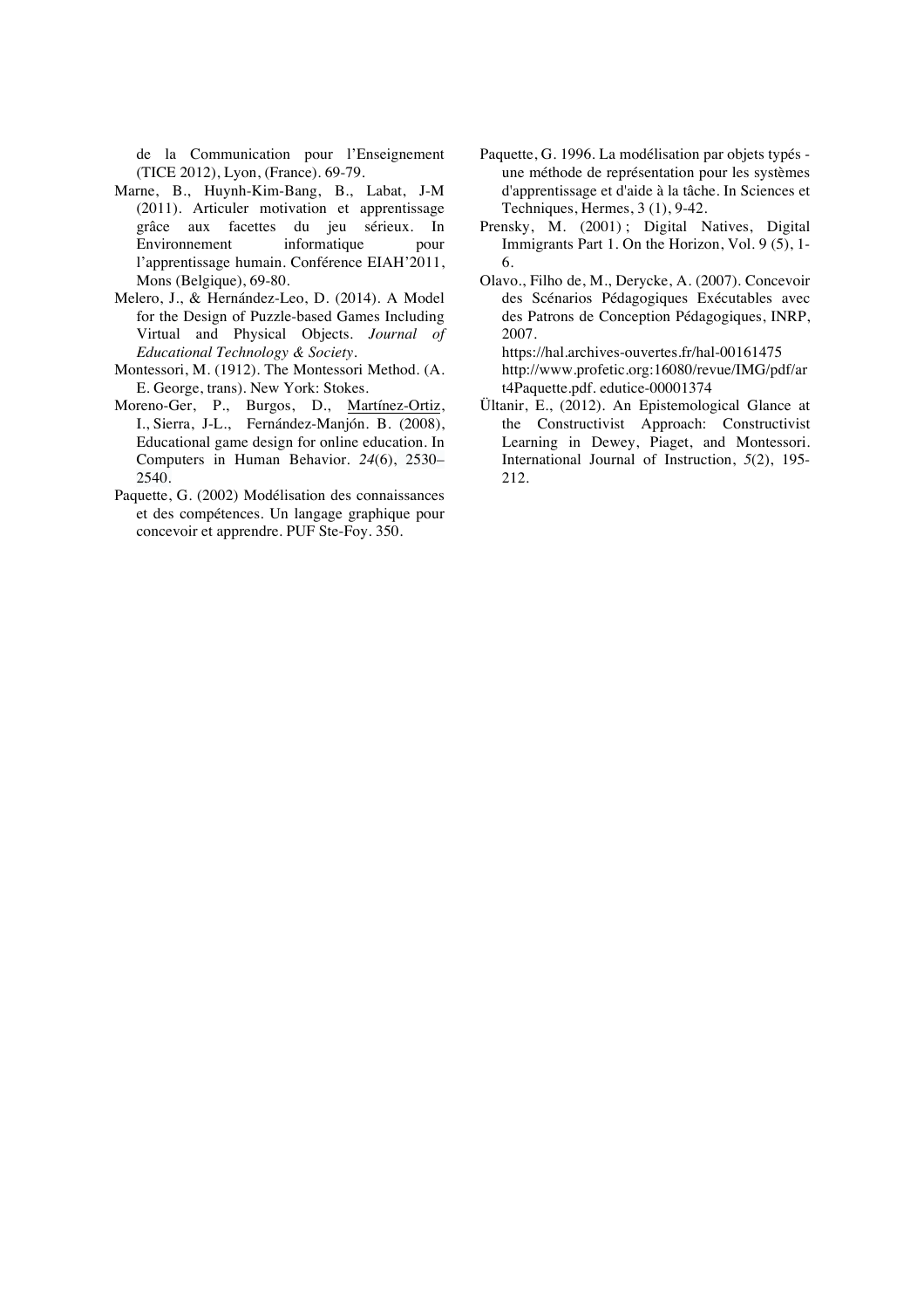de la Communication pour l'Enseignement (TICE 2012), Lyon, (France). 69-79.

Marne, B., Huynh-Kim-Bang, B., Labat, J-M (2011). Articuler motivation et apprentissage grâce aux facettes du jeu sérieux. In Environnement informatique pour l'apprentissage humain. Conférence EIAH'2011, Mons (Belgique), 69-80.

Melero, J., & Hernández-Leo, D. (2014). A Model for the Design of Puzzle-based Games Including Virtual and Physical Objects. *Journal of Educational Technology & Society*.

Montessori, M. (1912). The Montessori Method. (A. E. George, trans). New York: Stokes.

Moreno-Ger, P., Burgos, D., Martínez-Ortiz, I., Sierra, J-L., Fernández-Manjón. B. (2008), Educational game design for online education. In Computers in Human Behavior. *24*(6), 2530–2540.

Paquette, G. (2002) Modélisation des connaissances et des compétences. Un langage graphique pour concevoir et apprendre. PUF Ste-Foy. 350.

Paquette, G. 1996. La modélisation par objets typés - une méthode de représentation pour les systèmes d'apprentissage et d'aide à la tâche. In Sciences et Techniques, Hermes, 3 (1), 9-42.

Prensky, M. (2001) ; Digital Natives, Digital Immigrants Part 1. On the Horizon, Vol. 9 (5), 1-6.

Olavo., Filho de, M., Derycke, A. (2007). Concevoir des Scénarios Pédagogiques Exécutables avec des Patrons de Conception Pédagogiques, INRP, 2007.
https://hal.archives-ouvertes.fr/hal-00161475
http://www.profetic.org:16080/revue/IMG/pdf/art4Paquette.pdf. edutice-00001374

Ültanir, E., (2012). An Epistemological Glance at the Constructivist Approach: Constructivist Learning in Dewey, Piaget, and Montessori. International Journal of Instruction, *5*(2), 195-212.